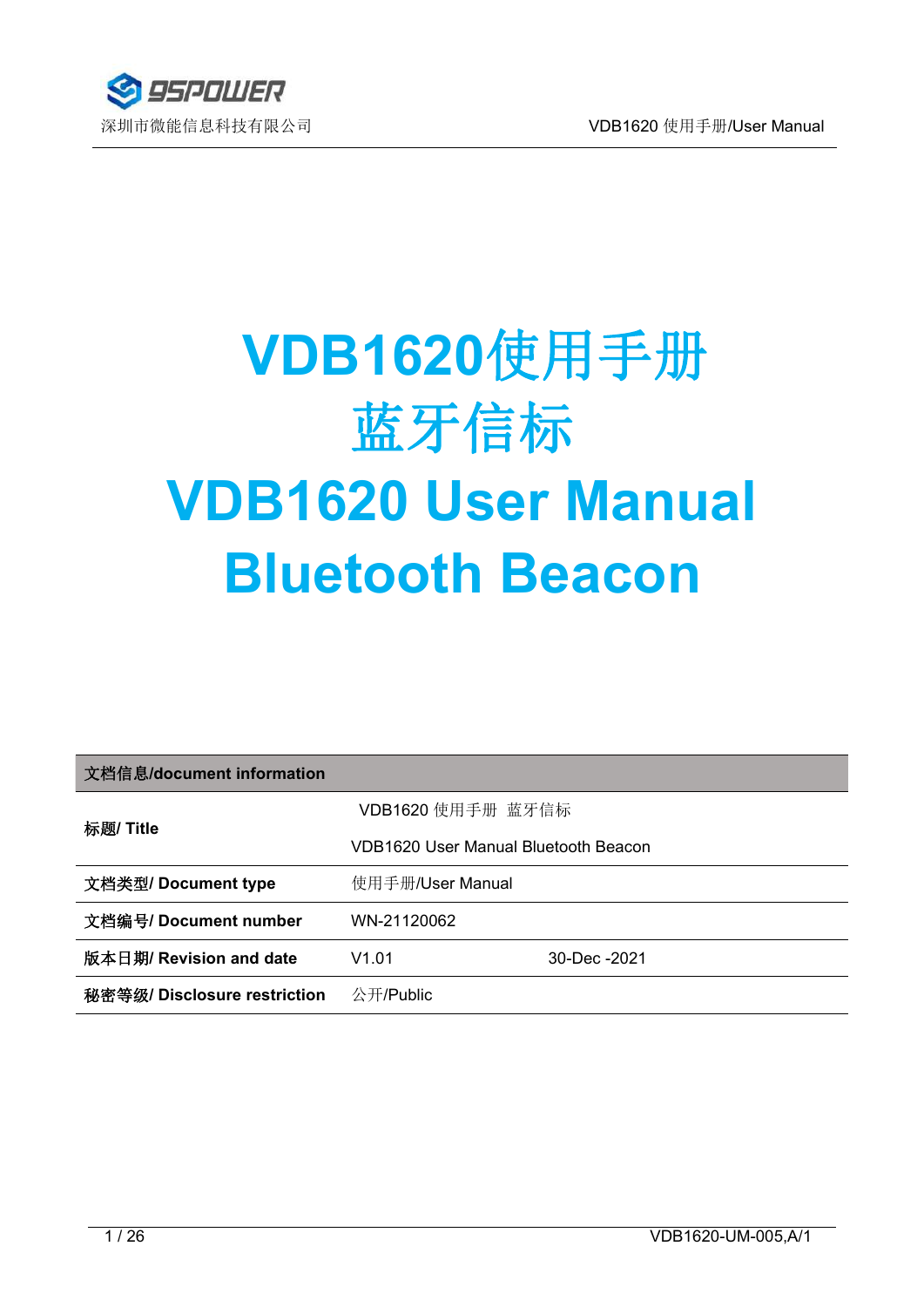# VDB1620使用手册
# 蓝牙信标
# VDB1620 User Manual
# Bluetooth Beacon

| 文档信息/document information | | |
|---|---|---|
| 标题/ Title | VDB1620 使用手册 蓝牙信标<br>VDB1620 User Manual Bluetooth Beacon | |
| 文档类型/ Document type | 使用手册/User Manual | |
| 文档编号/ Document number | WN-21120062 | |
| 版本日期/ Revision and date | V1.01 | 30-Dec -2021 |
| 秘密等级/ Disclosure restriction | 公开/Public | |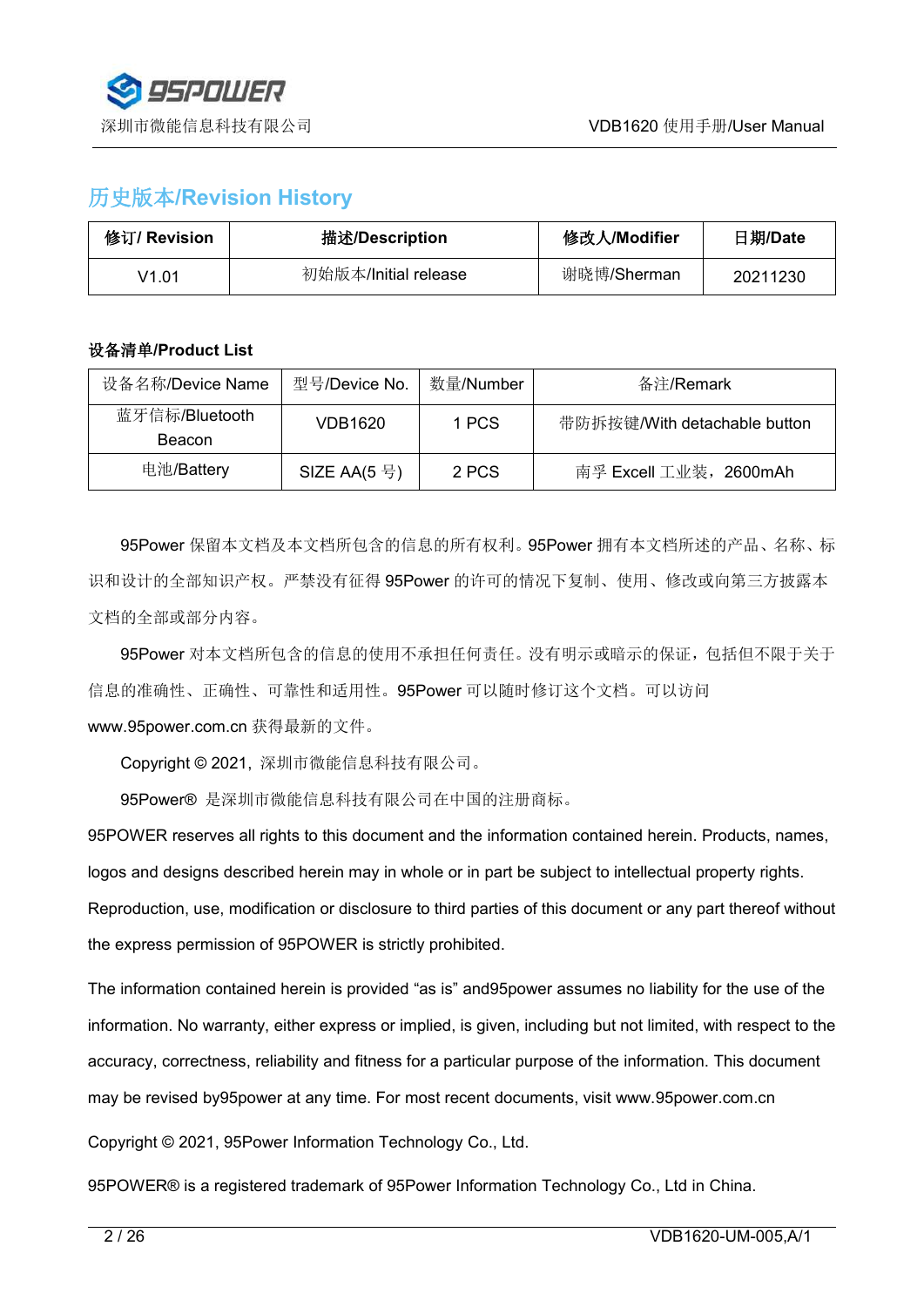## 历史版本/Revision History

| 修订/ Revision | 描述/Description | 修改人/Modifier | 日期/Date |
|---|---|---|---|
| V1.01 | 初始版本/Initial release | 谢晓博/Sherman | 20211230 |

**设备清单/Product List**

| 设备名称/Device Name | 型号/Device No. | 数量/Number | 备注/Remark |
|---|---|---|---|
| 蓝牙信标/Bluetooth Beacon | VDB1620 | 1 PCS | 带防拆按键/With detachable button |
| 电池/Battery | SIZE AA(5 号) | 2 PCS | 南孚 Excell 工业装，2600mAh |

95Power 保留本文档及本文档所包含的信息的所有权利。95Power 拥有本文档所述的产品、名称、标识和设计的全部知识产权。严禁没有征得 95Power 的许可的情况下复制、使用、修改或向第三方披露本文档的全部或部分内容。

95Power 对本文档所包含的信息的使用不承担任何责任。没有明示或暗示的保证，包括但不限于关于信息的准确性、正确性、可靠性和适用性。95Power 可以随时修订这个文档。可以访问 www.95power.com.cn 获得最新的文件。

Copyright © 2021，深圳市微能信息科技有限公司。

95Power® 是深圳市微能信息科技有限公司在中国的注册商标。

95POWER reserves all rights to this document and the information contained herein. Products, names, logos and designs described herein may in whole or in part be subject to intellectual property rights. Reproduction, use, modification or disclosure to third parties of this document or any part thereof without the express permission of 95POWER is strictly prohibited.

The information contained herein is provided “as is” and95power assumes no liability for the use of the information. No warranty, either express or implied, is given, including but not limited, with respect to the accuracy, correctness, reliability and fitness for a particular purpose of the information. This document may be revised by95power at any time. For most recent documents, visit www.95power.com.cn

Copyright © 2021, 95Power Information Technology Co., Ltd.

95POWER® is a registered trademark of 95Power Information Technology Co., Ltd in China.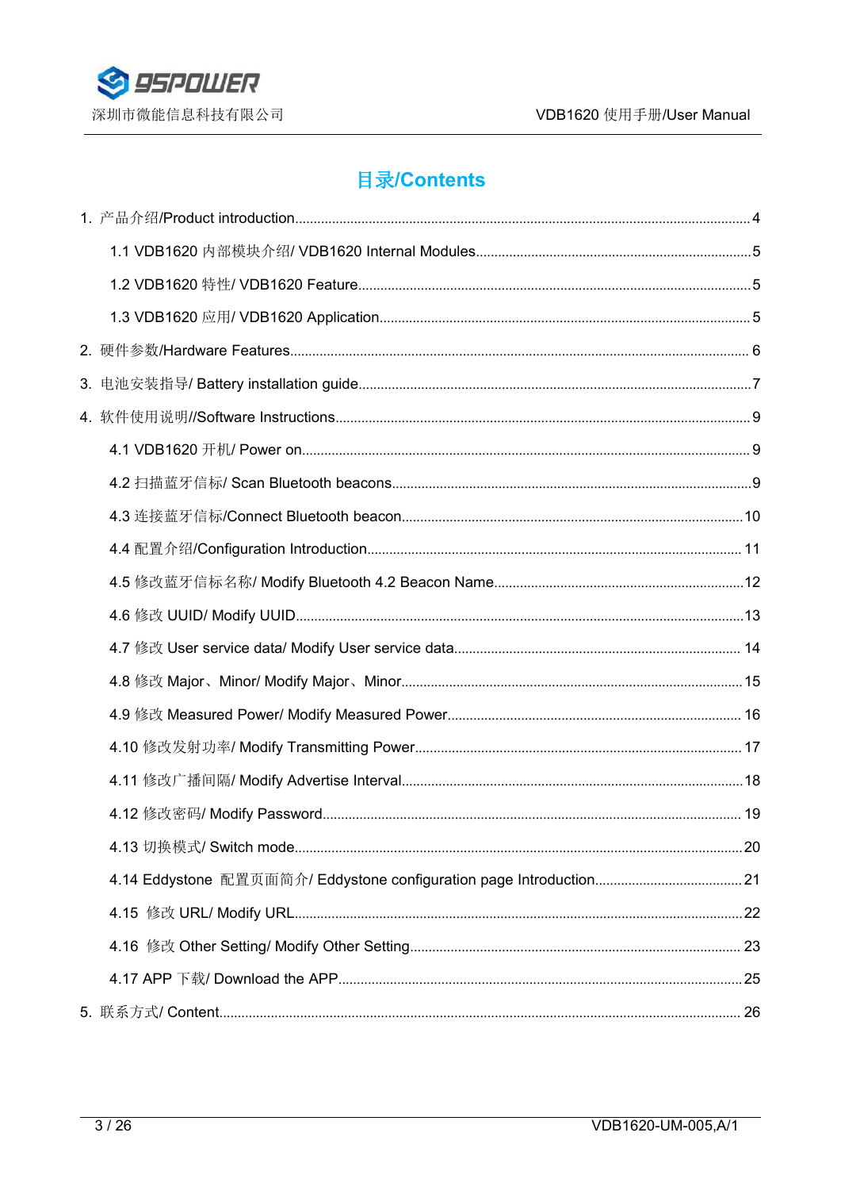# 目录/Contents

1. 产品介绍/Product introduction....................4
   - 1.1 VDB1620 内部模块介绍/ VDB1620 Internal Modules....................5
   - 1.2 VDB1620 特性/ VDB1620 Feature....................5
   - 1.3 VDB1620 应用/ VDB1620 Application....................5
2. 硬件参数/Hardware Features....................6
3. 电池安装指导/ Battery installation guide....................7
4. 软件使用说明//Software Instructions....................9
   - 4.1 VDB1620 开机/ Power on....................9
   - 4.2 扫描蓝牙信标/ Scan Bluetooth beacons....................9
   - 4.3 连接蓝牙信标/Connect Bluetooth beacon....................10
   - 4.4 配置介绍/Configuration Introduction....................11
   - 4.5 修改蓝牙信标名称/ Modify Bluetooth 4.2 Beacon Name....................12
   - 4.6 修改 UUID/ Modify UUID....................13
   - 4.7 修改 User service data/ Modify User service data....................14
   - 4.8 修改 Major、Minor/ Modify Major、Minor....................15
   - 4.9 修改 Measured Power/ Modify Measured Power....................16
   - 4.10 修改发射功率/ Modify Transmitting Power....................17
   - 4.11 修改广播间隔/ Modify Advertise Interval....................18
   - 4.12 修改密码/ Modify Password....................19
   - 4.13 切换模式/ Switch mode....................20
   - 4.14 Eddystone 配置页面简介/ Eddystone configuration page Introduction....................21
   - 4.15 修改 URL/ Modify URL....................22
   - 4.16 修改 Other Setting/ Modify Other Setting....................23
   - 4.17 APP 下载/ Download the APP....................25
5. 联系方式/ Content....................26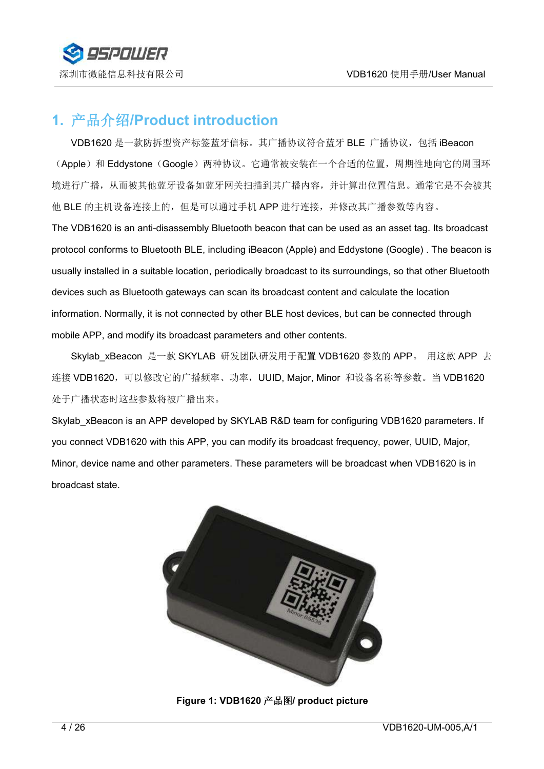# 1. 产品介绍/Product introduction

VDB1620 是一款防拆型资产标签蓝牙信标。其广播协议符合蓝牙 BLE 广播协议，包括 iBeacon（Apple）和 Eddystone（Google）两种协议。它通常被安装在一个合适的位置，周期性地向它的周围环境进行广播，从而被其他蓝牙设备如蓝牙网关扫描到其广播内容，并计算出位置信息。通常它是不会被其他 BLE 的主机设备连接上的，但是可以通过手机 APP 进行连接，并修改其广播参数等内容。

The VDB1620 is an anti-disassembly Bluetooth beacon that can be used as an asset tag. Its broadcast protocol conforms to Bluetooth BLE, including iBeacon (Apple) and Eddystone (Google) . The beacon is usually installed in a suitable location, periodically broadcast to its surroundings, so that other Bluetooth devices such as Bluetooth gateways can scan its broadcast content and calculate the location information. Normally, it is not connected by other BLE host devices, but can be connected through mobile APP, and modify its broadcast parameters and other contents.

Skylab_xBeacon 是一款 SKYLAB 研发团队研发用于配置 VDB1620 参数的 APP。 用这款 APP 去连接 VDB1620，可以修改它的广播频率、功率，UUID, Major, Minor 和设备名称等参数。当 VDB1620 处于广播状态时这些参数将被广播出来。

Skylab_xBeacon is an APP developed by SKYLAB R&D team for configuring VDB1620 parameters. If you connect VDB1620 with this APP, you can modify its broadcast frequency, power, UUID, Major, Minor, device name and other parameters. These parameters will be broadcast when VDB1620 is in broadcast state.

**Figure 1: VDB1620 产品图/ product picture**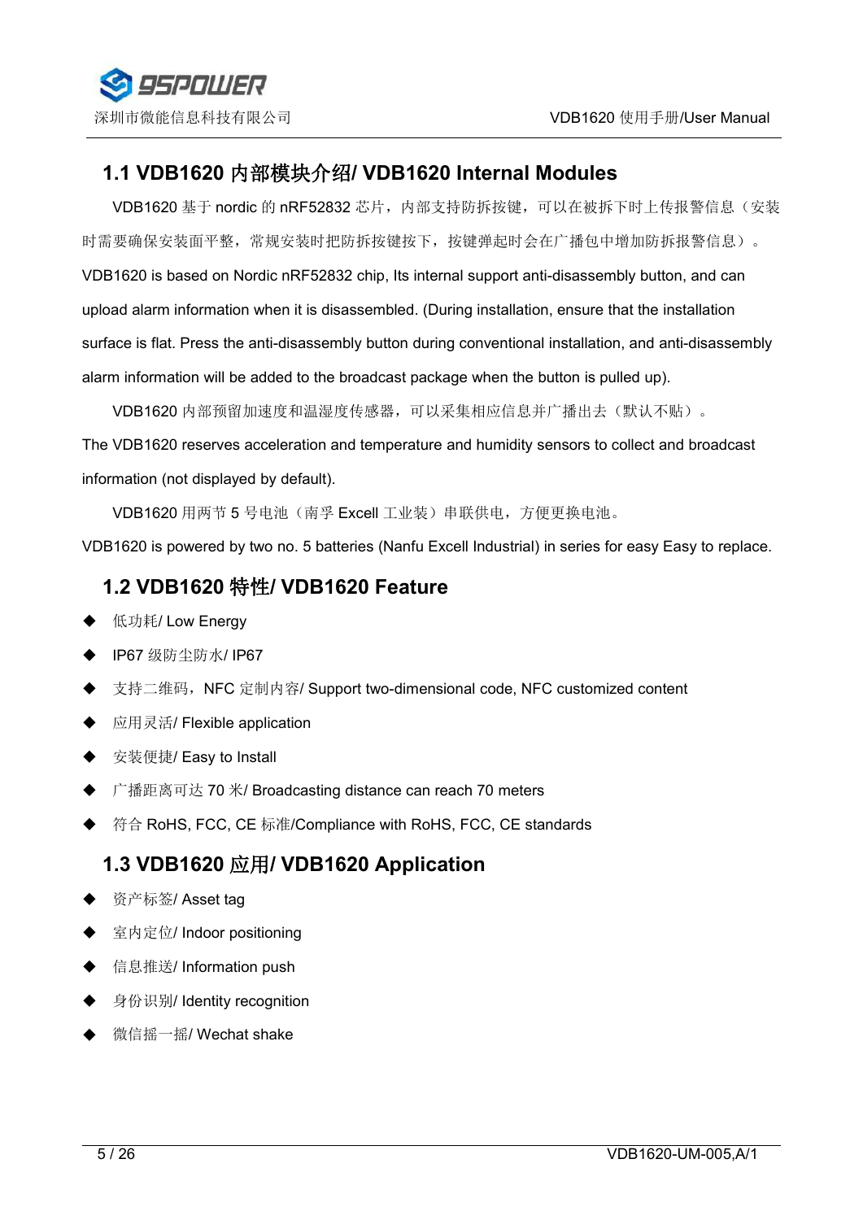## 1.1 VDB1620 内部模块介绍/ VDB1620 Internal Modules

VDB1620 基于 nordic 的 nRF52832 芯片，内部支持防拆按键，可以在被拆下时上传报警信息（安装时需要确保安装面平整，常规安装时把防拆按键按下，按键弹起时会在广播包中增加防拆报警信息）。VDB1620 is based on Nordic nRF52832 chip, Its internal support anti-disassembly button, and can upload alarm information when it is disassembled. (During installation, ensure that the installation surface is flat. Press the anti-disassembly button during conventional installation, and anti-disassembly alarm information will be added to the broadcast package when the button is pulled up).

VDB1620 内部预留加速度和温湿度传感器，可以采集相应信息并广播出去（默认不贴）。The VDB1620 reserves acceleration and temperature and humidity sensors to collect and broadcast information (not displayed by default).

VDB1620 用两节 5 号电池（南孚 Excell 工业装）串联供电，方便更换电池。VDB1620 is powered by two no. 5 batteries (Nanfu Excell Industrial) in series for easy Easy to replace.

## 1.2 VDB1620 特性/ VDB1620 Feature

- 低功耗/ Low Energy
- IP67 级防尘防水/ IP67
- 支持二维码，NFC 定制内容/ Support two-dimensional code, NFC customized content
- 应用灵活/ Flexible application
- 安装便捷/ Easy to Install
- 广播距离可达 70 米/ Broadcasting distance can reach 70 meters
- 符合 RoHS, FCC, CE 标准/Compliance with RoHS, FCC, CE standards

## 1.3 VDB1620 应用/ VDB1620 Application

- 资产标签/ Asset tag
- 室内定位/ Indoor positioning
- 信息推送/ Information push
- 身份识别/ Identity recognition
- 微信摇一摇/ Wechat shake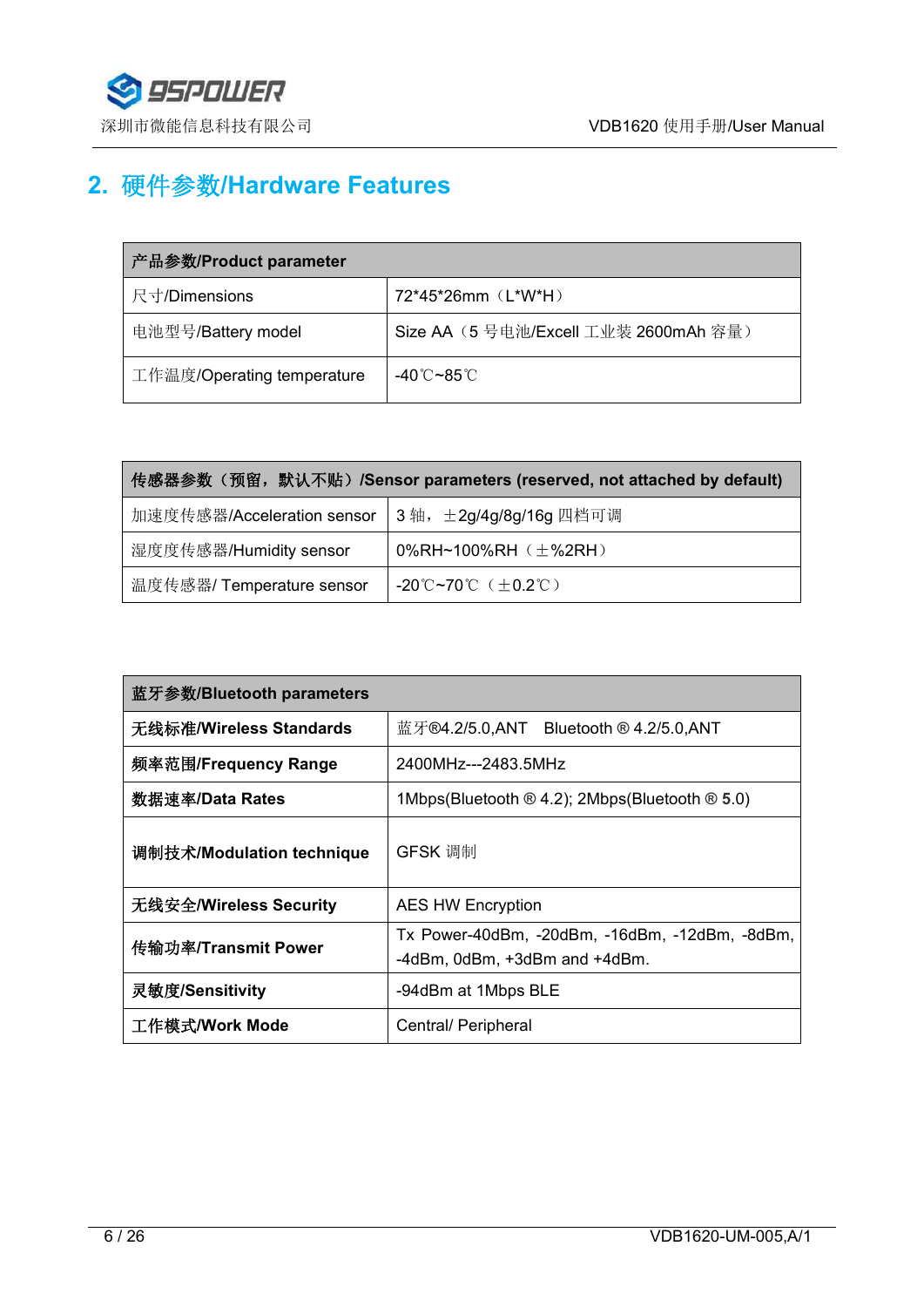## 2. 硬件参数/Hardware Features

| 产品参数/Product parameter | |
|---|---|
| 尺寸/Dimensions | 72*45*26mm（L*W*H） |
| 电池型号/Battery model | Size AA（5 号电池/Excell 工业装 2600mAh 容量） |
| 工作温度/Operating temperature | -40℃~85℃ |

| 传感器参数（预留，默认不贴）/Sensor parameters (reserved, not attached by default) | |
|---|---|
| 加速度传感器/Acceleration sensor | 3 轴，±2g/4g/8g/16g 四档可调 |
| 湿度度传感器/Humidity sensor | 0%RH~100%RH（±%2RH） |
| 温度传感器/ Temperature sensor | -20℃~70℃（±0.2℃） |

| 蓝牙参数/Bluetooth parameters | |
|---|---|
| **无线标准/Wireless Standards** | 蓝牙®4.2/5.0,ANT Bluetooth ® 4.2/5.0,ANT |
| **频率范围/Frequency Range** | 2400MHz---2483.5MHz |
| **数据速率/Data Rates** | 1Mbps(Bluetooth ® 4.2); 2Mbps(Bluetooth ® 5.0) |
| **调制技术/Modulation technique** | GFSK 调制 |
| **无线安全/Wireless Security** | AES HW Encryption |
| **传输功率/Transmit Power** | Tx Power-40dBm, -20dBm, -16dBm, -12dBm, -8dBm, -4dBm, 0dBm, +3dBm and +4dBm. |
| **灵敏度/Sensitivity** | -94dBm at 1Mbps BLE |
| **工作模式/Work Mode** | Central/ Peripheral |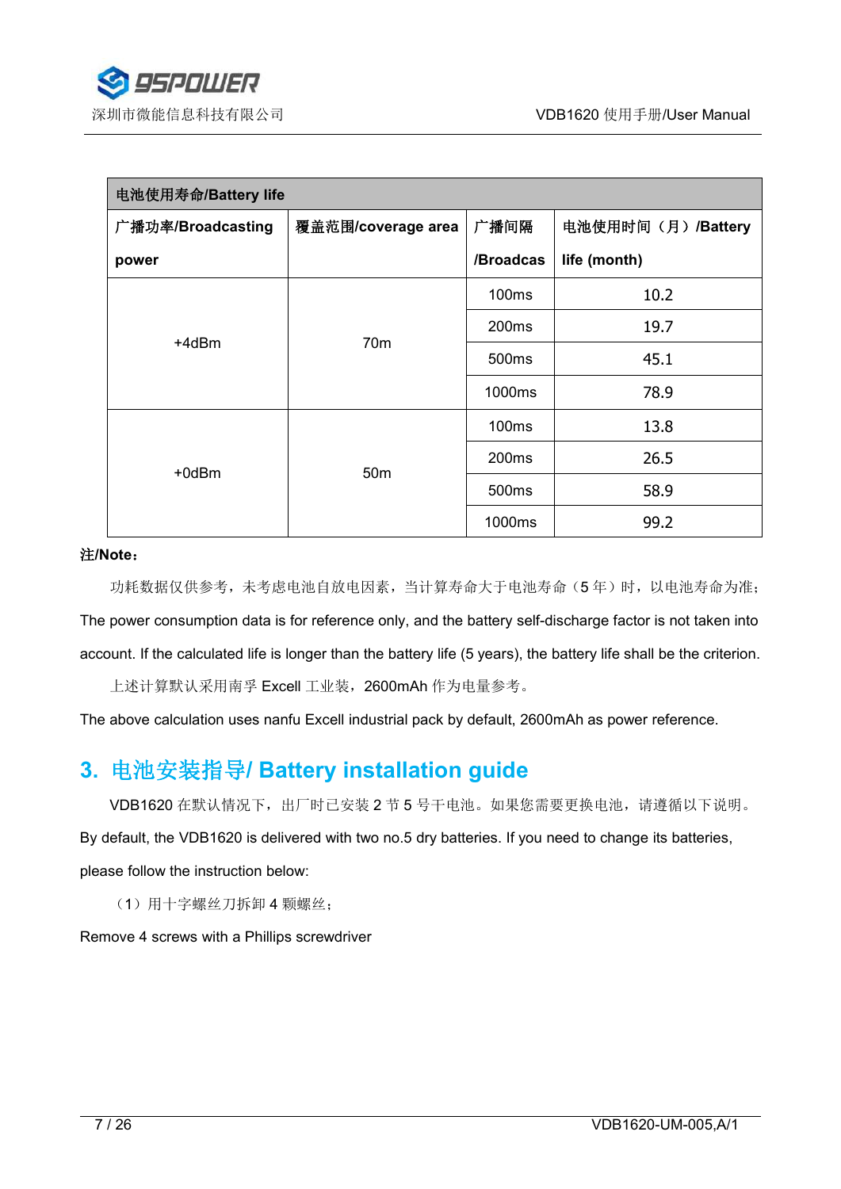| 电池使用寿命/Battery life | | | |
|---|---|---|---|
| 广播功率/Broadcasting power | 覆盖范围/coverage area | 广播间隔 /Broadcas | 电池使用时间（月）/Battery life (month) |
| +4dBm | 70m | 100ms | 10.2 |
| | | 200ms | 19.7 |
| | | 500ms | 45.1 |
| | | 1000ms | 78.9 |
| +0dBm | 50m | 100ms | 13.8 |
| | | 200ms | 26.5 |
| | | 500ms | 58.9 |
| | | 1000ms | 99.2 |

**注/Note：**

功耗数据仅供参考，未考虑电池自放电因素，当计算寿命大于电池寿命（5 年）时，以电池寿命为准；

The power consumption data is for reference only, and the battery self-discharge factor is not taken into account. If the calculated life is longer than the battery life (5 years), the battery life shall be the criterion.

上述计算默认采用南孚 Excell 工业装，2600mAh 作为电量参考。

The above calculation uses nanfu Excell industrial pack by default, 2600mAh as power reference.

## 3. 电池安装指导/ Battery installation guide

VDB1620 在默认情况下，出厂时已安装 2 节 5 号干电池。如果您需要更换电池，请遵循以下说明。

By default, the VDB1620 is delivered with two no.5 dry batteries. If you need to change its batteries, please follow the instruction below:

（1）用十字螺丝刀拆卸 4 颗螺丝；

Remove 4 screws with a Phillips screwdriver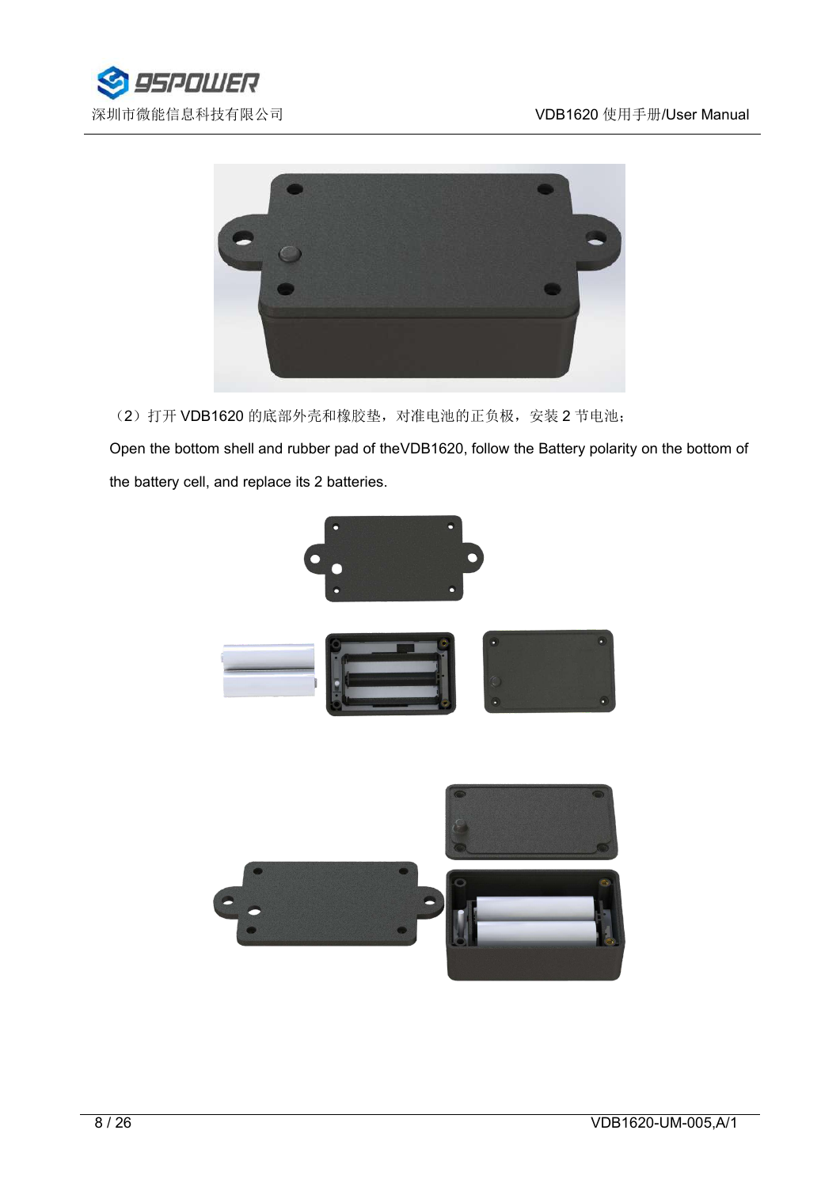（2）打开 VDB1620 的底部外壳和橡胶垫，对准电池的正负极，安装 2 节电池；

Open the bottom shell and rubber pad of theVDB1620, follow the Battery polarity on the bottom of the battery cell, and replace its 2 batteries.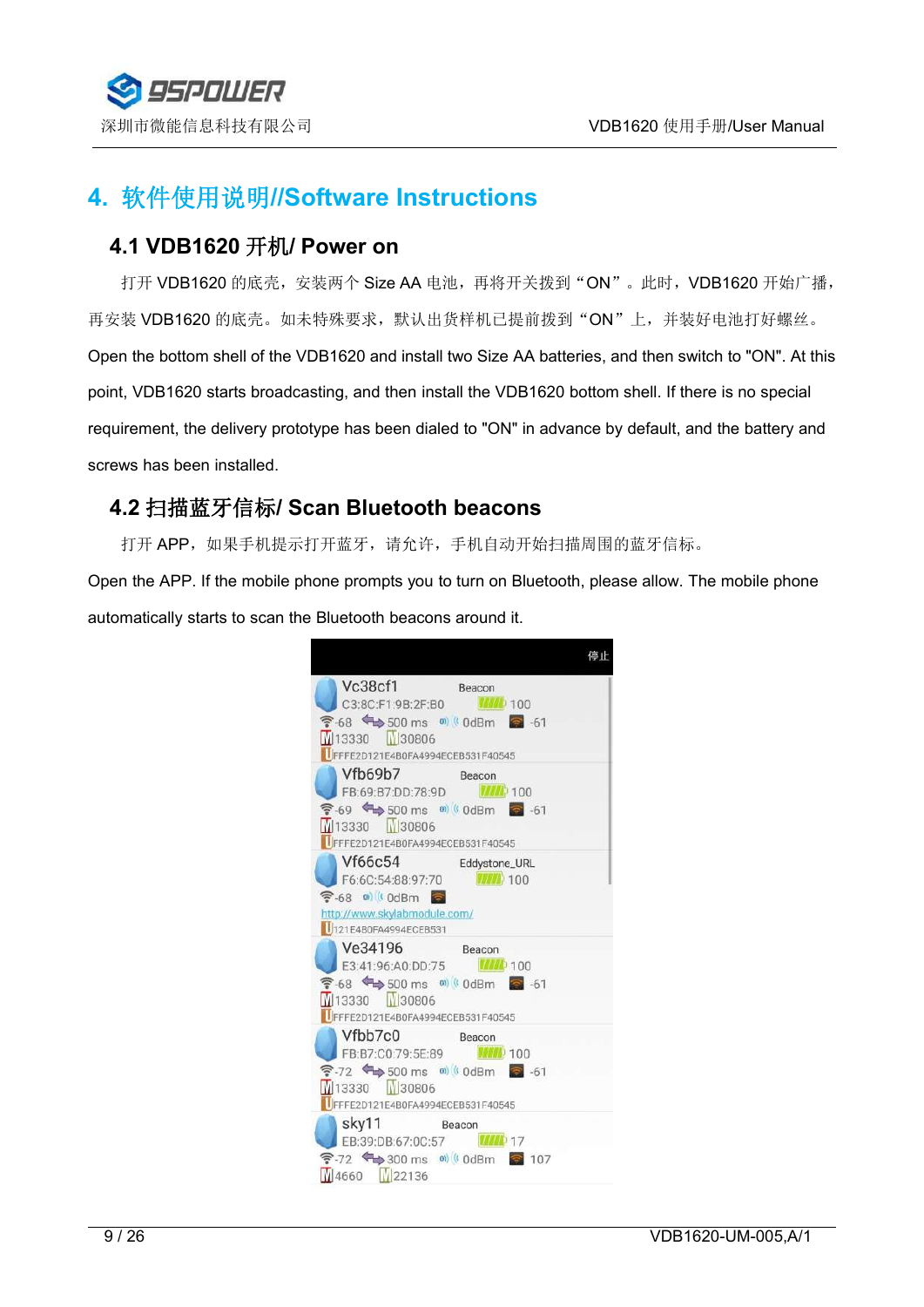# 4. 软件使用说明//Software Instructions

## 4.1 VDB1620 开机/ Power on

打开 VDB1620 的底壳，安装两个 Size AA 电池，再将开关拨到“ON”。此时，VDB1620 开始广播，再安装 VDB1620 的底壳。如未特殊要求，默认出货样机已提前拨到“ON”上，并装好电池打好螺丝。

Open the bottom shell of the VDB1620 and install two Size AA batteries, and then switch to "ON". At this point, VDB1620 starts broadcasting, and then install the VDB1620 bottom shell. If there is no special requirement, the delivery prototype has been dialed to "ON" in advance by default, and the battery and screws has been installed.

## 4.2 扫描蓝牙信标/ Scan Bluetooth beacons

打开 APP，如果手机提示打开蓝牙，请允许，手机自动开始扫描周围的蓝牙信标。

Open the APP. If the mobile phone prompts you to turn on Bluetooth, please allow. The mobile phone automatically starts to scan the Bluetooth beacons around it.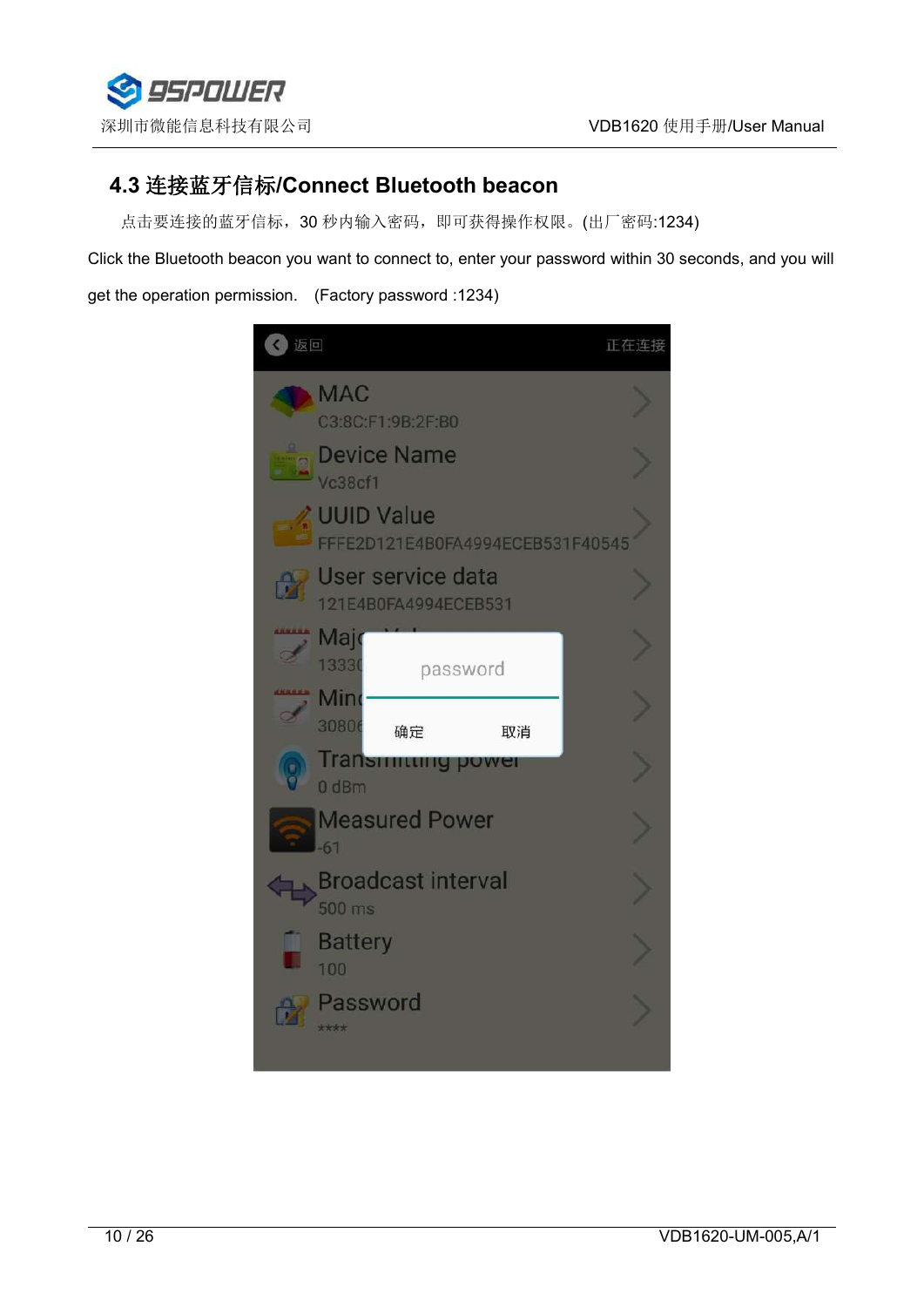## 4.3 连接蓝牙信标/Connect Bluetooth beacon

点击要连接的蓝牙信标，30 秒内输入密码，即可获得操作权限。(出厂密码:1234)

Click the Bluetooth beacon you want to connect to, enter your password within 30 seconds, and you will get the operation permission. (Factory password :1234)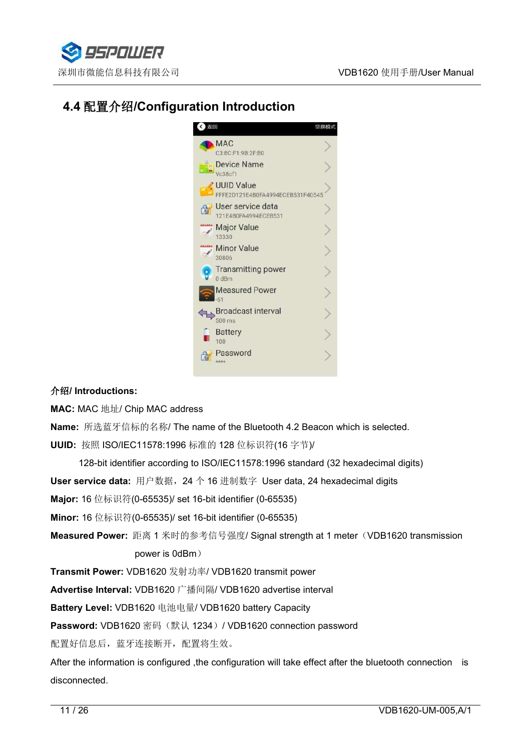## 4.4 配置介绍/Configuration Introduction

**介绍/ Introductions:**

**MAC:** MAC 地址/ Chip MAC address

**Name:** 所选蓝牙信标的名称/ The name of the Bluetooth 4.2 Beacon which is selected.

**UUID:** 按照 ISO/IEC11578:1996 标准的 128 位标识符(16 字节)/

128-bit identifier according to ISO/IEC11578:1996 standard (32 hexadecimal digits)

**User service data:** 用户数据，24 个 16 进制数字 User data, 24 hexadecimal digits

**Major:** 16 位标识符(0-65535)/ set 16-bit identifier (0-65535)

**Minor:** 16 位标识符(0-65535)/ set 16-bit identifier (0-65535)

**Measured Power:** 距离 1 米时的参考信号强度/ Signal strength at 1 meter（VDB1620 transmission power is 0dBm）

**Transmit Power:** VDB1620 发射功率/ VDB1620 transmit power

**Advertise Interval:** VDB1620 广播间隔/ VDB1620 advertise interval

**Battery Level:** VDB1620 电池电量/ VDB1620 battery Capacity

**Password:** VDB1620 密码（默认 1234）/ VDB1620 connection password

配置好信息后，蓝牙连接断开，配置将生效。

After the information is configured ,the configuration will take effect after the bluetooth connection is disconnected.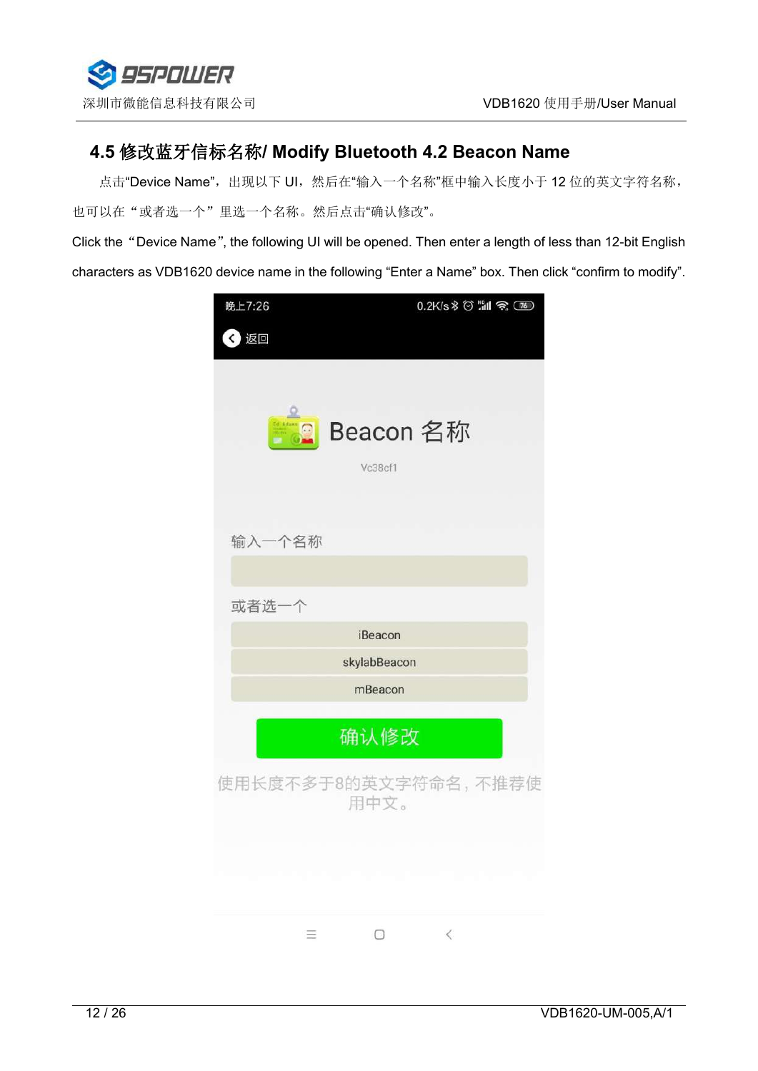## 4.5 修改蓝牙信标名称/ Modify Bluetooth 4.2 Beacon Name

点击“Device Name”，出现以下 UI，然后在“输入一个名称”框中输入长度小于 12 位的英文字符名称，也可以在“或者选一个”里选一个名称。然后点击“确认修改”。

Click the “Device Name”, the following UI will be opened. Then enter a length of less than 12-bit English characters as VDB1620 device name in the following “Enter a Name” box. Then click “confirm to modify”.

晚上7:26　0.2K/s

返回

Beacon 名称

Vc38cf1

输入一个名称

或者选一个

iBeacon

skylabBeacon

mBeacon

确认修改

使用长度不多于8的英文字符命名，不推荐使用中文。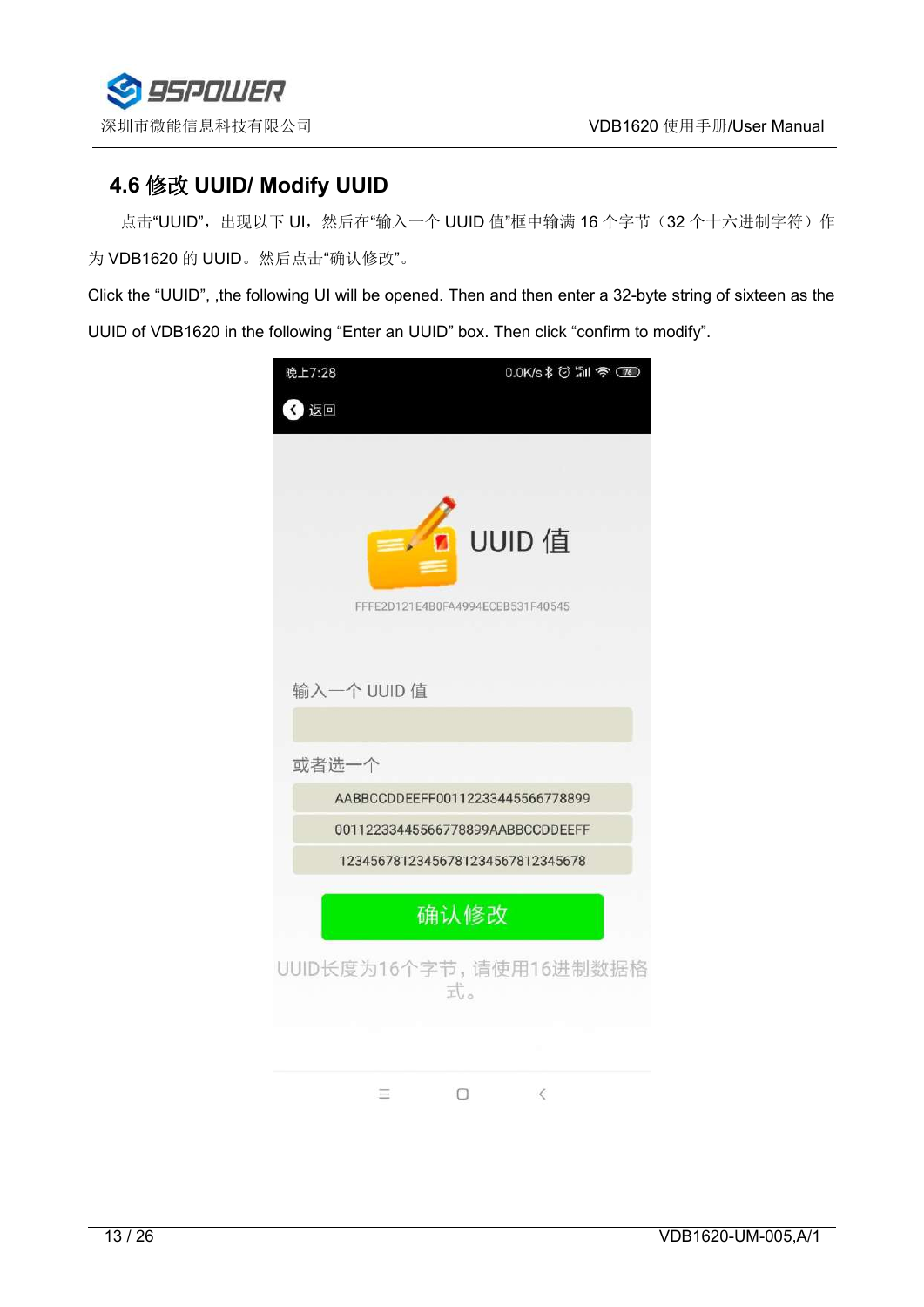## 4.6 修改 UUID/ Modify UUID

点击"UUID"，出现以下 UI，然后在"输入一个 UUID 值"框中输满 16 个字节（32 个十六进制字符）作为 VDB1620 的 UUID。然后点击"确认修改"。

Click the "UUID", ,the following UI will be opened. Then and then enter a 32-byte string of sixteen as the UUID of VDB1620 in the following "Enter an UUID" box. Then click "confirm to modify".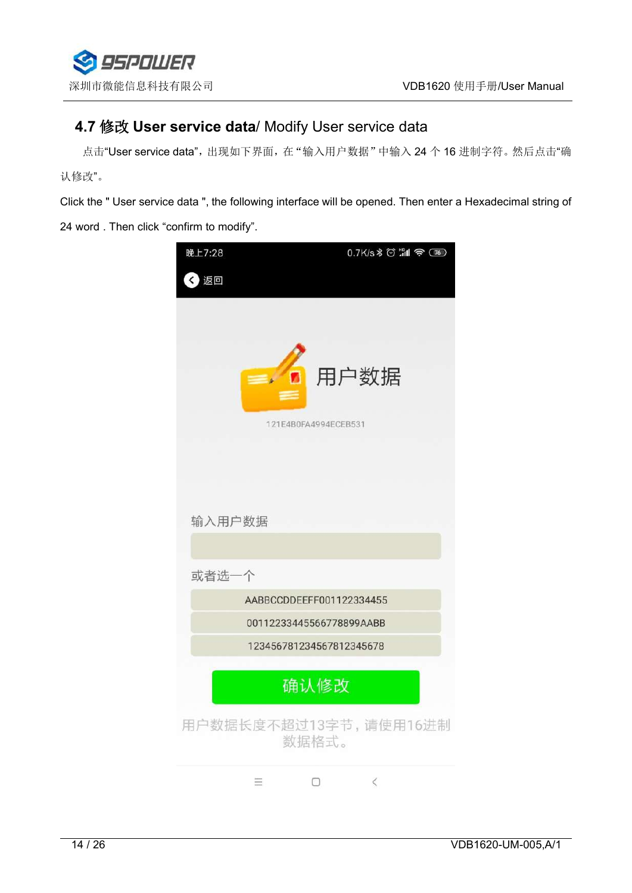## 4.7 修改 User service data/ Modify User service data

点击"User service data"，出现如下界面，在"输入用户数据"中输入 24 个 16 进制字符。然后点击"确认修改"。

Click the " User service data ", the following interface will be opened. Then enter a Hexadecimal string of 24 word . Then click "confirm to modify".

晚上7:28　　0.7K/s

返回

用户数据

121E4B0FA4994ECEB531

输入用户数据

或者选一个

AABBCCDDEEFF001122334455

001122334455667788 99AABB

123456781234567812345678

确认修改

用户数据长度不超过13字节，请使用16进制数据格式。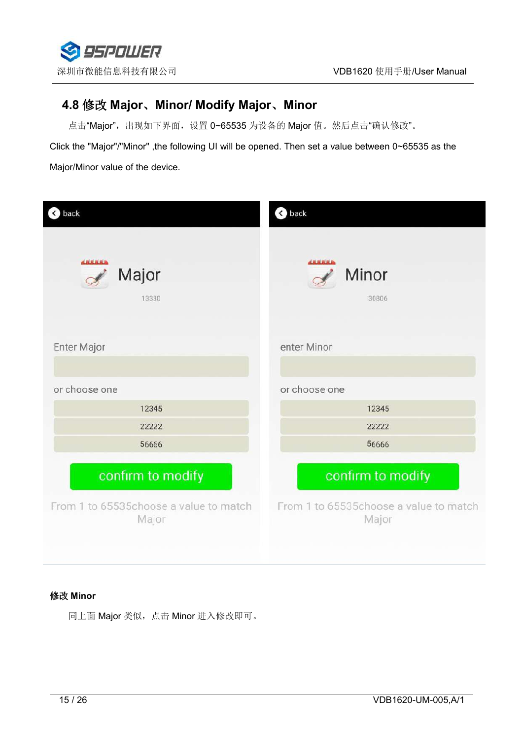## 4.8 修改 Major、Minor/ Modify Major、Minor

点击“Major”，出现如下界面，设置 0~65535 为设备的 Major 值。然后点击“确认修改”。

Click the "Major"/"Minor" ,the following UI will be opened. Then set a value between 0~65535 as the Major/Minor value of the device.

| back | back |
|---|---|
| Major | Minor |
| 13330 | 30806 |
| Enter Major | enter Minor |
| or choose one | or choose one |
| 12345 | 12345 |
| 22222 | 22222 |
| 56666 | 56666 |
| confirm to modify | confirm to modify |
| From 1 to 65535choose a value to match Major | From 1 to 65535choose a value to match Major |

**修改 Minor**

同上面 Major 类似，点击 Minor 进入修改即可。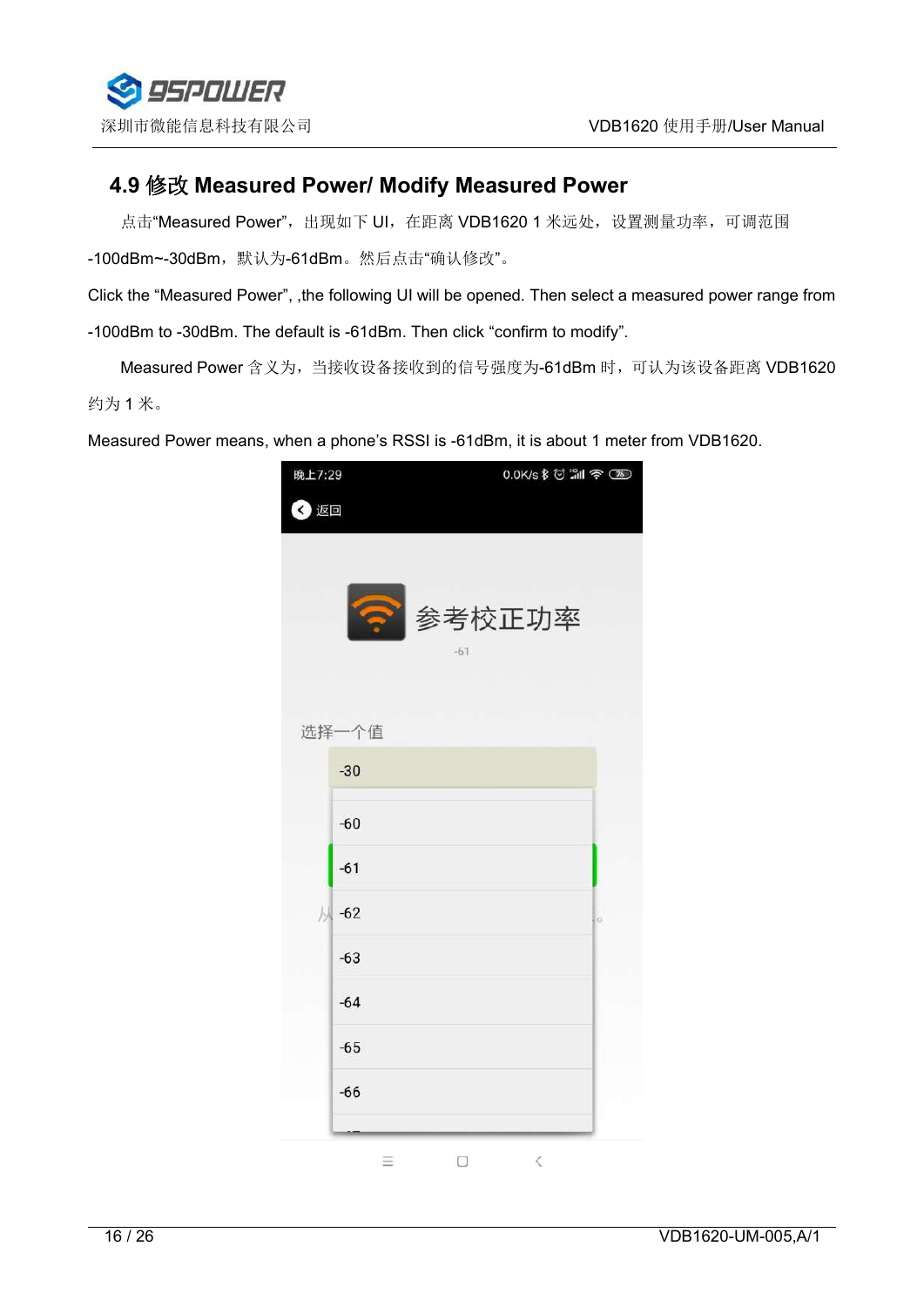## 4.9 修改 Measured Power/ Modify Measured Power

点击"Measured Power"，出现如下 UI，在距离 VDB1620 1 米远处，设置测量功率，可调范围 -100dBm~-30dBm，默认为-61dBm。然后点击"确认修改"。

Click the "Measured Power", ,the following UI will be opened. Then select a measured power range from -100dBm to -30dBm. The default is -61dBm. Then click "confirm to modify".

Measured Power 含义为，当接收设备接收到的信号强度为-61dBm 时，可认为该设备距离 VDB1620 约为 1 米。

Measured Power means, when a phone's RSSI is -61dBm, it is about 1 meter from VDB1620.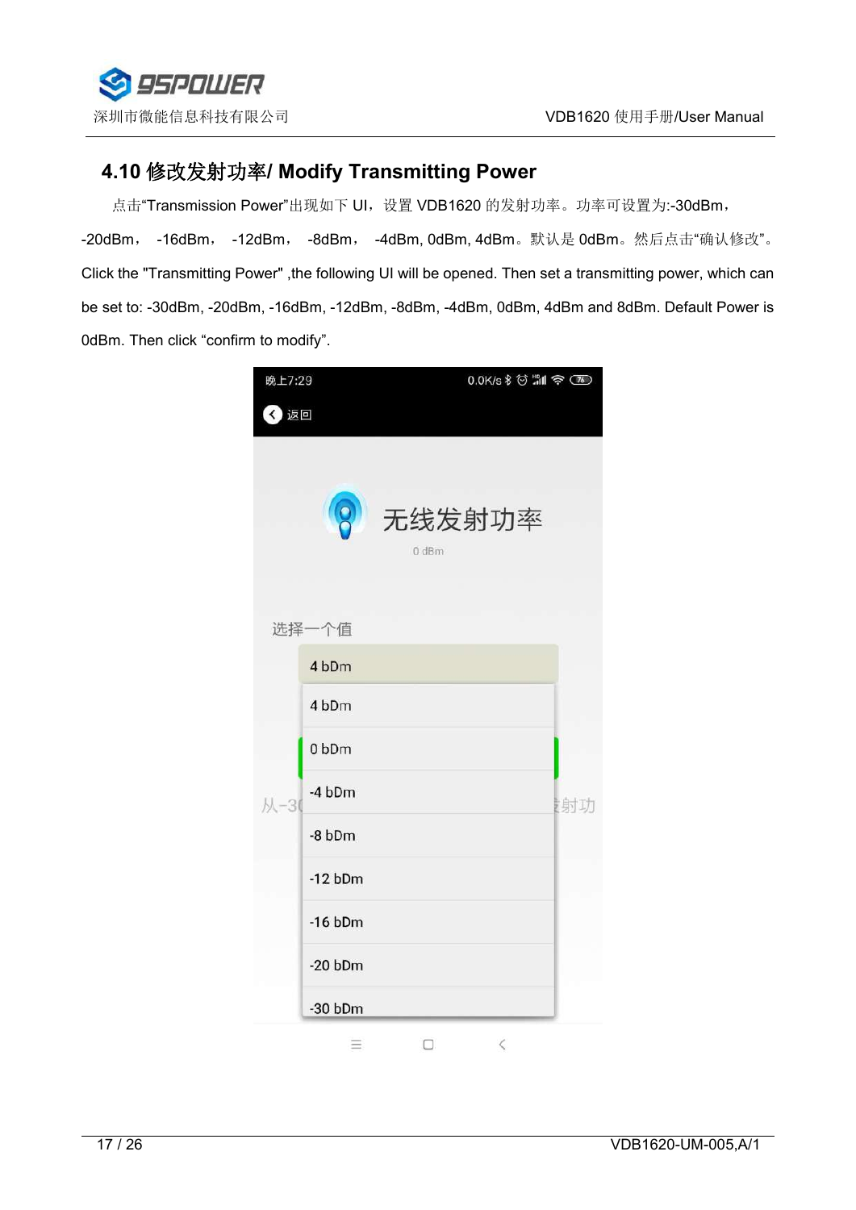## 4.10 修改发射功率/ Modify Transmitting Power

点击“Transmission Power”出现如下 UI，设置 VDB1620 的发射功率。功率可设置为:-30dBm，-20dBm， -16dBm， -12dBm， -8dBm， -4dBm, 0dBm, 4dBm。默认是 0dBm。然后点击“确认修改”。

Click the "Transmitting Power" ,the following UI will be opened. Then set a transmitting power, which can be set to: -30dBm, -20dBm, -16dBm, -12dBm, -8dBm, -4dBm, 0dBm, 4dBm and 8dBm. Default Power is 0dBm. Then click “confirm to modify”.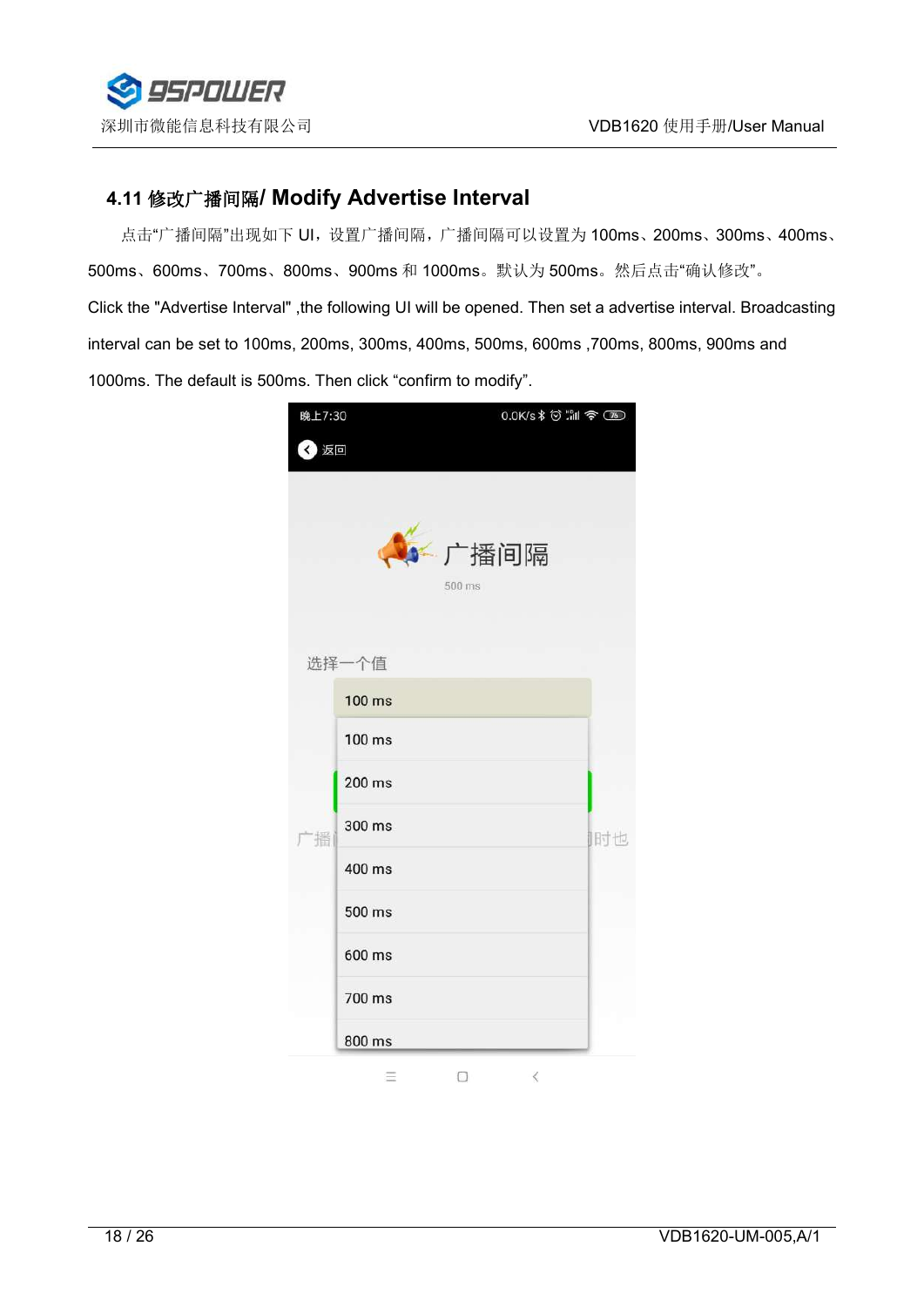## 4.11 修改广播间隔/ Modify Advertise Interval

点击"广播间隔"出现如下 UI，设置广播间隔，广播间隔可以设置为 100ms、200ms、300ms、400ms、500ms、600ms、700ms、800ms、900ms 和 1000ms。默认为 500ms。然后点击"确认修改"。

Click the "Advertise Interval" ,the following UI will be opened. Then set a advertise interval. Broadcasting interval can be set to 100ms, 200ms, 300ms, 400ms, 500ms, 600ms ,700ms, 800ms, 900ms and 1000ms. The default is 500ms. Then click "confirm to modify".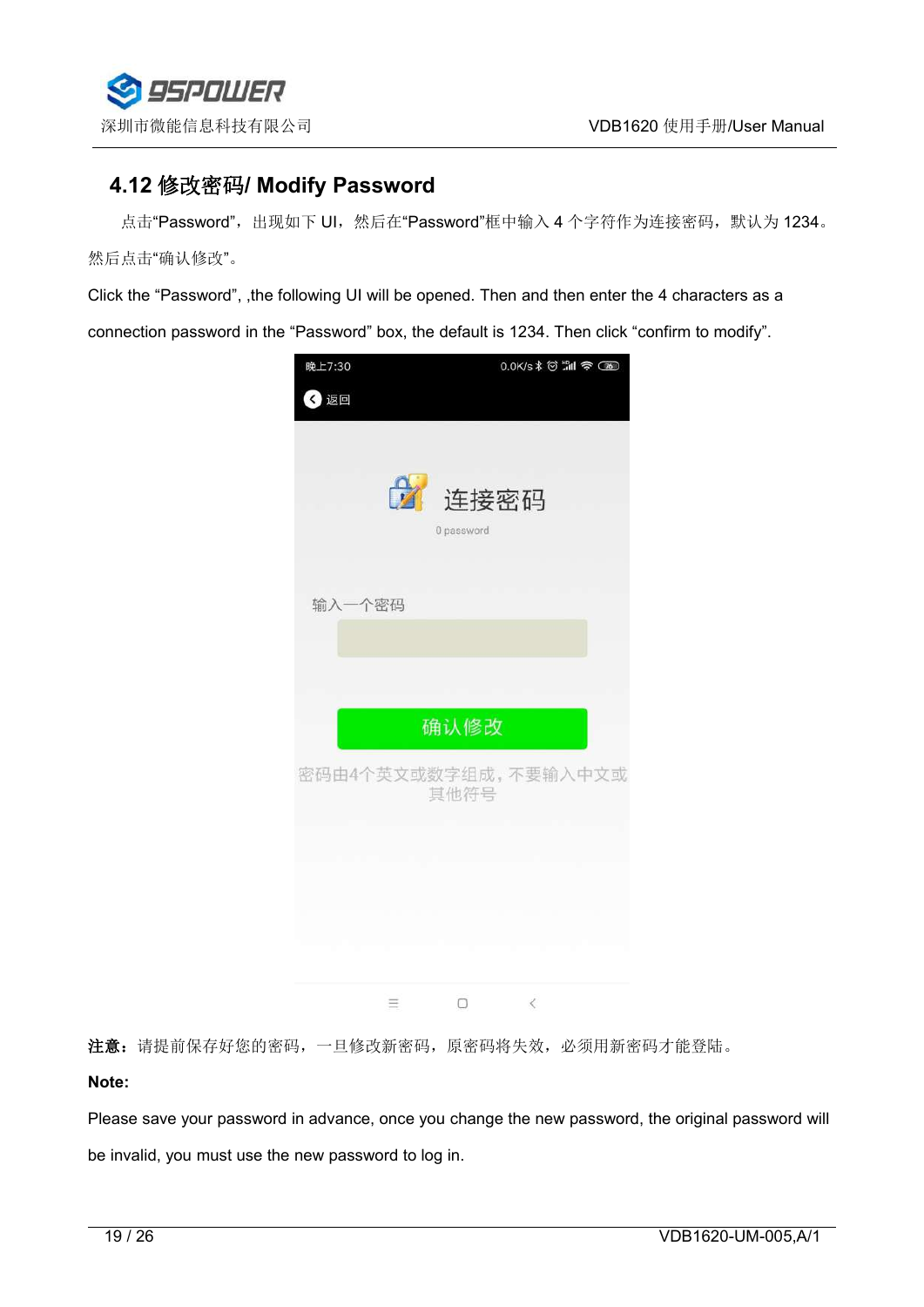## 4.12 修改密码/ Modify Password

点击“Password”，出现如下 UI，然后在“Password”框中输入 4 个字符作为连接密码，默认为 1234。然后点击“确认修改”。

Click the “Password”, ,the following UI will be opened. Then and then enter the 4 characters as a connection password in the “Password” box, the default is 1234. Then click “confirm to modify”.

晚上7:30 0.0K/s

返回

连接密码

0 password

输入一个密码

确认修改

密码由4个英文或数字组成，不要输入中文或其他符号

**注意**：请提前保存好您的密码，一旦修改新密码，原密码将失效，必须用新密码才能登陆。

**Note:**

Please save your password in advance, once you change the new password, the original password will be invalid, you must use the new password to log in.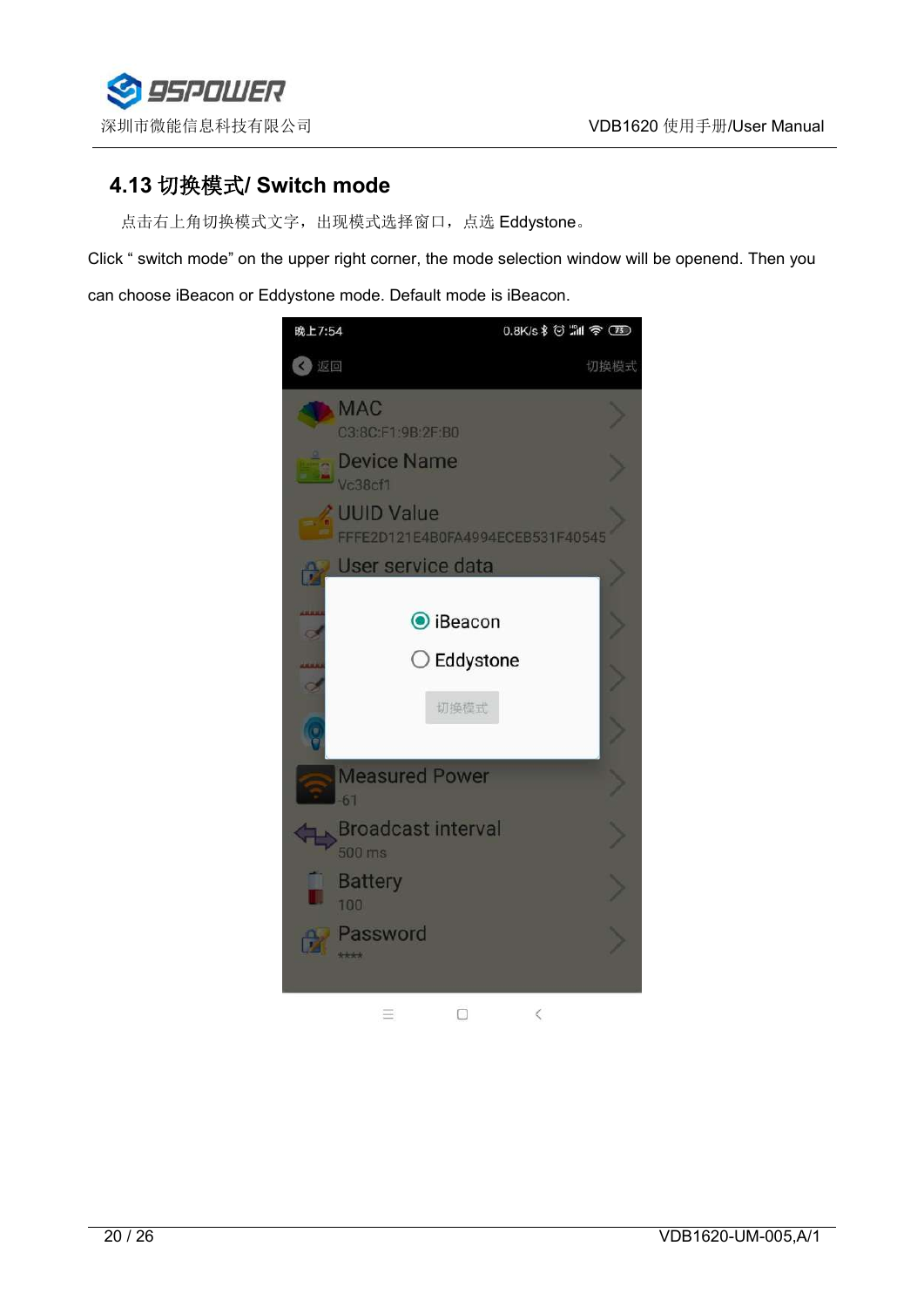## 4.13 切换模式/ Switch mode

点击右上角切换模式文字，出现模式选择窗口，点选 Eddystone。

Click “ switch mode” on the upper right corner, the mode selection window will be openend. Then you can choose iBeacon or Eddystone mode. Default mode is iBeacon.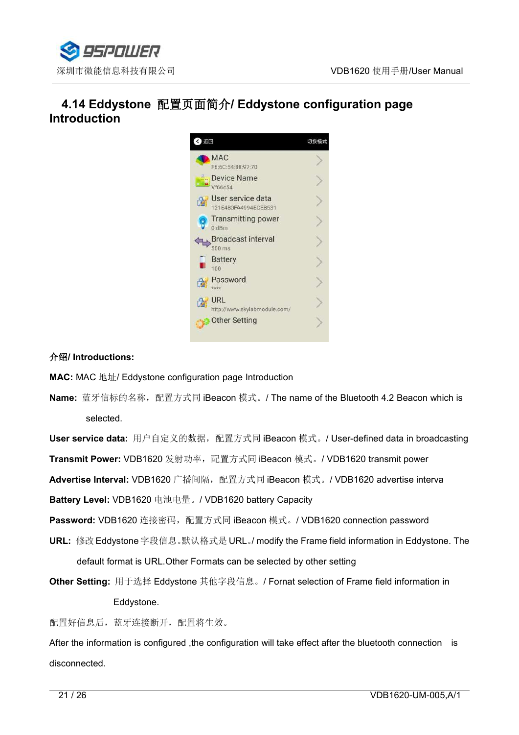## 4.14 Eddystone 配置页面简介/ Eddystone configuration page Introduction

**介绍/ Introductions:**

**MAC:** MAC 地址/ Eddystone configuration page Introduction

**Name:** 蓝牙信标的名称，配置方式同 iBeacon 模式。/ The name of the Bluetooth 4.2 Beacon which is selected.

**User service data:** 用户自定义的数据，配置方式同 iBeacon 模式。/ User-defined data in broadcasting

**Transmit Power:** VDB1620 发射功率，配置方式同 iBeacon 模式。/ VDB1620 transmit power

**Advertise Interval:** VDB1620 广播间隔，配置方式同 iBeacon 模式。/ VDB1620 advertise interva

**Battery Level:** VDB1620 电池电量。/ VDB1620 battery Capacity

**Password:** VDB1620 连接密码，配置方式同 iBeacon 模式。/ VDB1620 connection password

**URL:** 修改 Eddystone 字段信息。默认格式是 URL。/ modify the Frame field information in Eddystone. The default format is URL.Other Formats can be selected by other setting

**Other Setting:** 用于选择 Eddystone 其他字段信息。/ Fornat selection of Frame field information in Eddystone.

配置好信息后，蓝牙连接断开，配置将生效。

After the information is configured ,the configuration will take effect after the bluetooth connection is disconnected.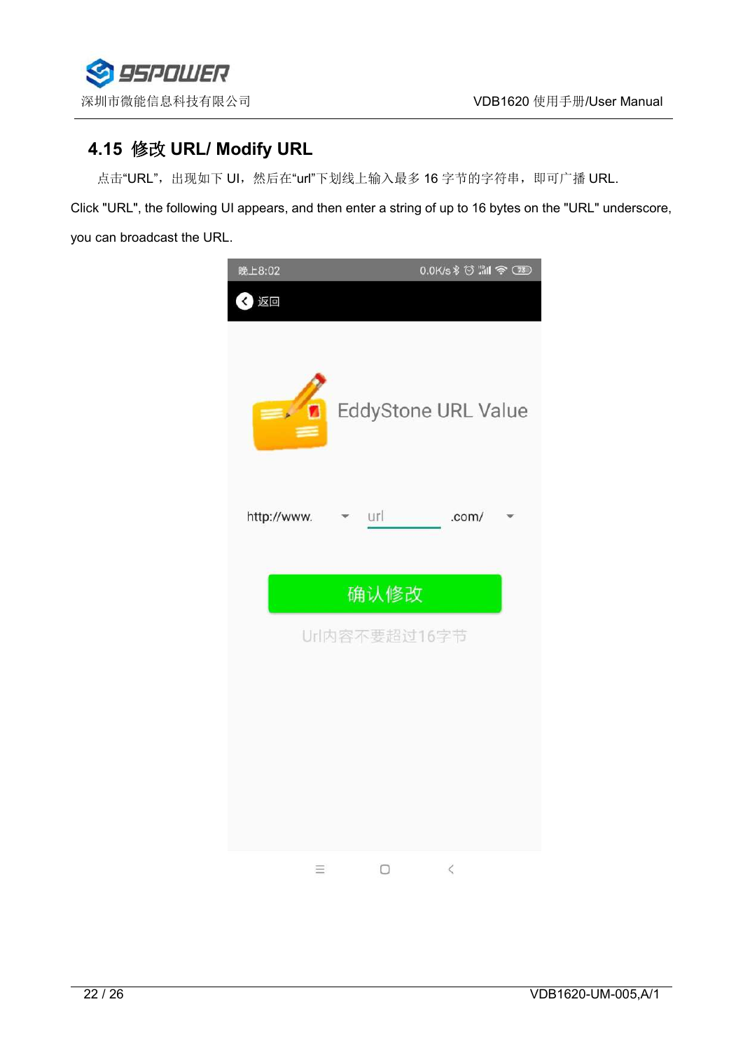## 4.15 修改 URL/ Modify URL

点击"URL"，出现如下 UI，然后在"url"下划线上输入最多 16 字节的字符串，即可广播 URL.

Click "URL", the following UI appears, and then enter a string of up to 16 bytes on the "URL" underscore, you can broadcast the URL.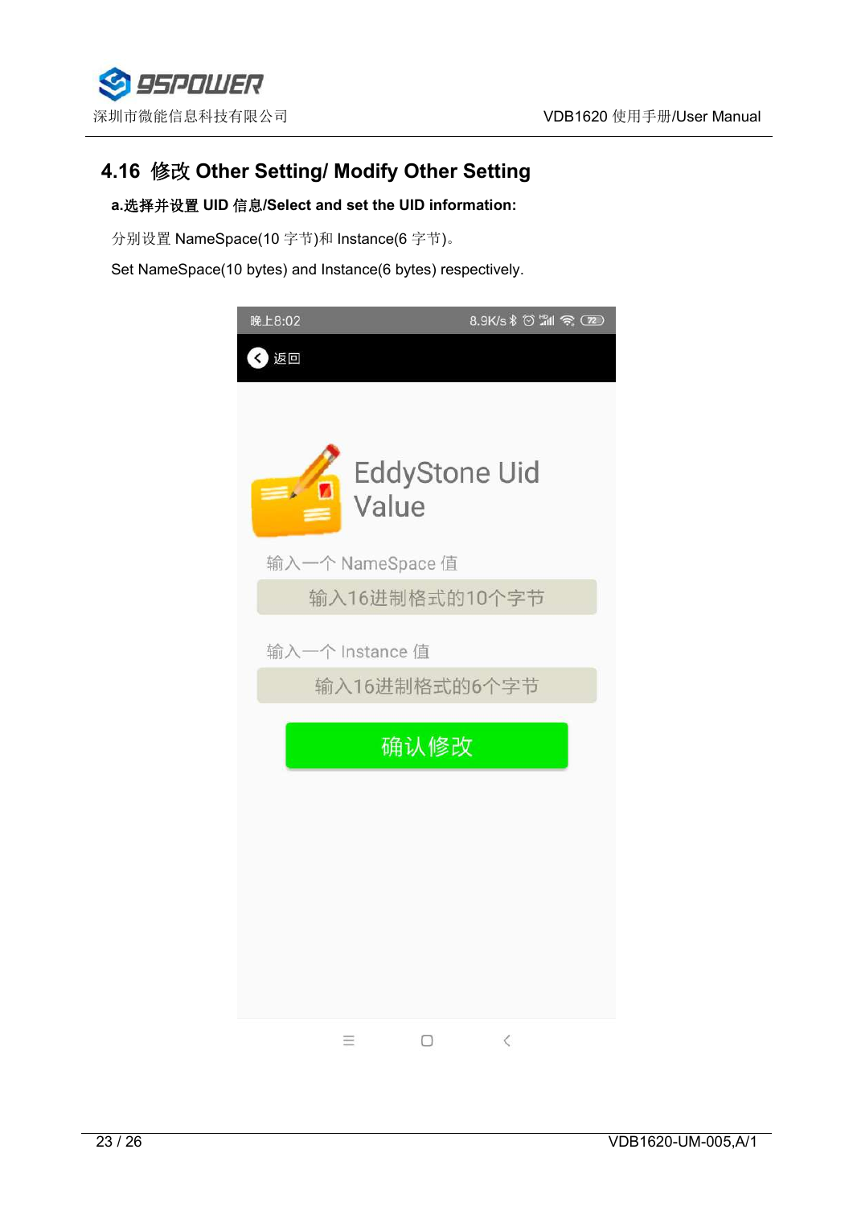## 4.16 修改 Other Setting/ Modify Other Setting

**a.选择并设置 UID 信息/Select and set the UID information:**

分别设置 NameSpace(10 字节)和 Instance(6 字节)。

Set NameSpace(10 bytes) and Instance(6 bytes) respectively.

晚上8:02 8.9K/s

返回

EddyStone Uid Value

输入一个 NameSpace 值

输入16进制格式的10个字节

输入一个 Instance 值

输入16进制格式的6个字节

确认修改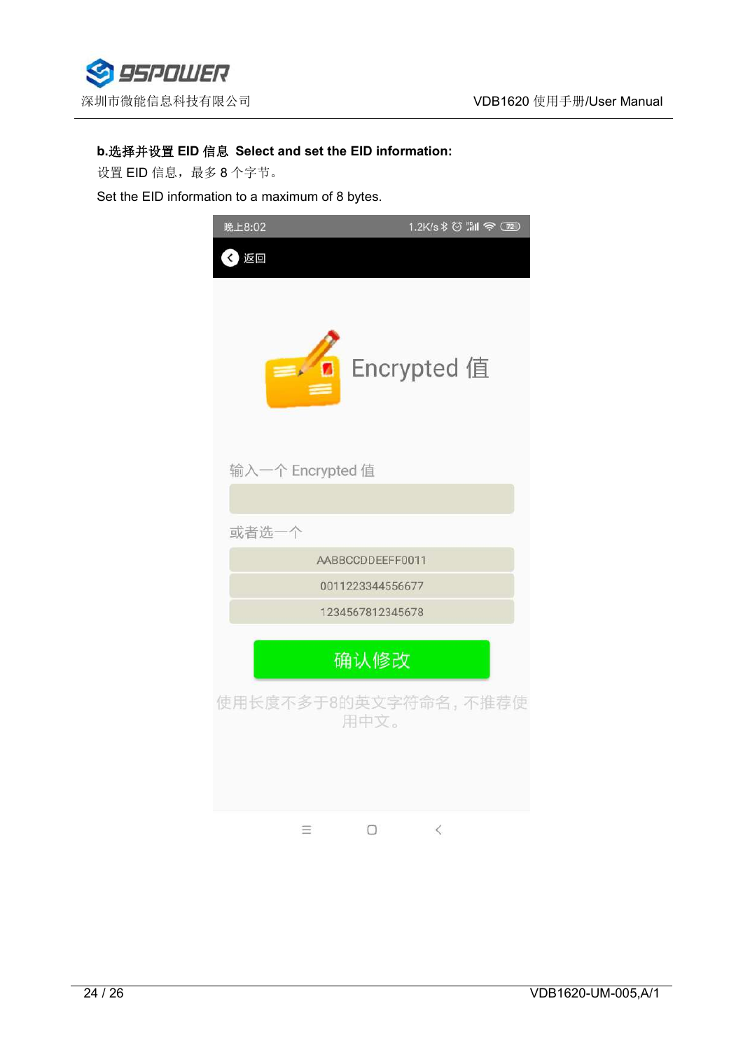**b.选择并设置 EID 信息 Select and set the EID information:**

设置 EID 信息，最多 8 个字节。

Set the EID information to a maximum of 8 bytes.

晚上8:02 1.2K/s

返回

Encrypted 值

输入一个 Encrypted 值

或者选一个

AABBCCDDEEFF0011

0011223344556677

1234567812345678

确认修改

使用长度不多于8的英文字符命名，不推荐使用中文。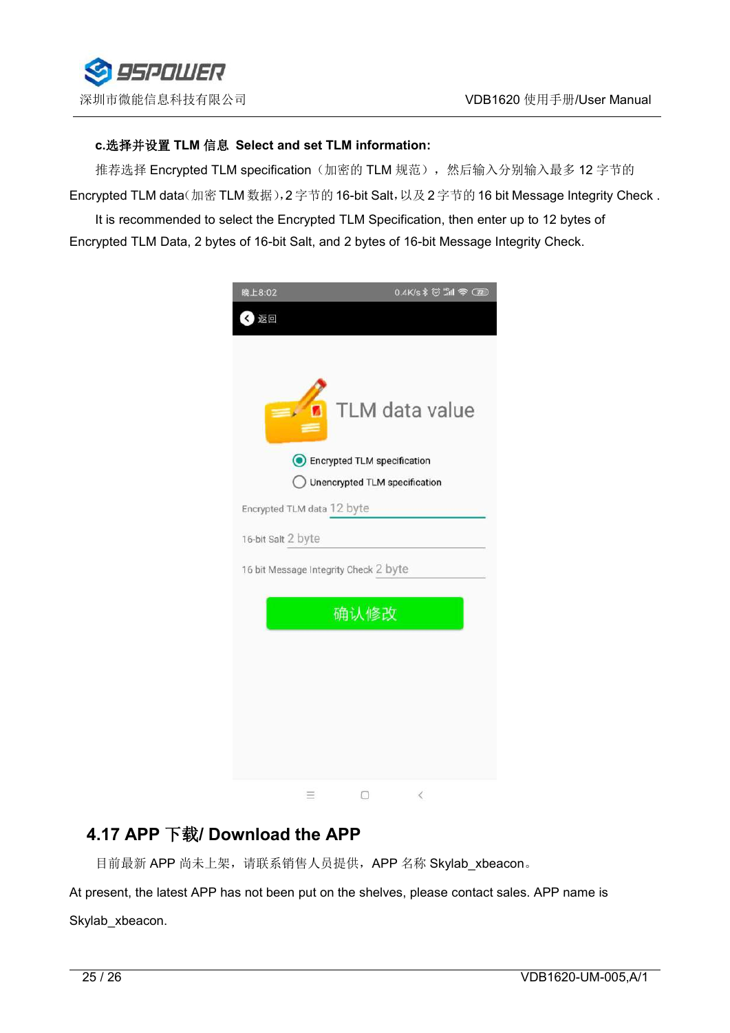**c.选择并设置 TLM 信息 Select and set TLM information:**

推荐选择 Encrypted TLM specification（加密的 TLM 规范），然后输入分别输入最多 12 字节的 Encrypted TLM data(加密 TLM 数据),2 字节的 16-bit Salt,以及 2 字节的 16 bit Message Integrity Check .

It is recommended to select the Encrypted TLM Specification, then enter up to 12 bytes of Encrypted TLM Data, 2 bytes of 16-bit Salt, and 2 bytes of 16-bit Message Integrity Check.

## 4.17 APP 下载/ Download the APP

目前最新 APP 尚未上架，请联系销售人员提供，APP 名称 Skylab_xbeacon。

At present, the latest APP has not been put on the shelves, please contact sales. APP name is Skylab_xbeacon.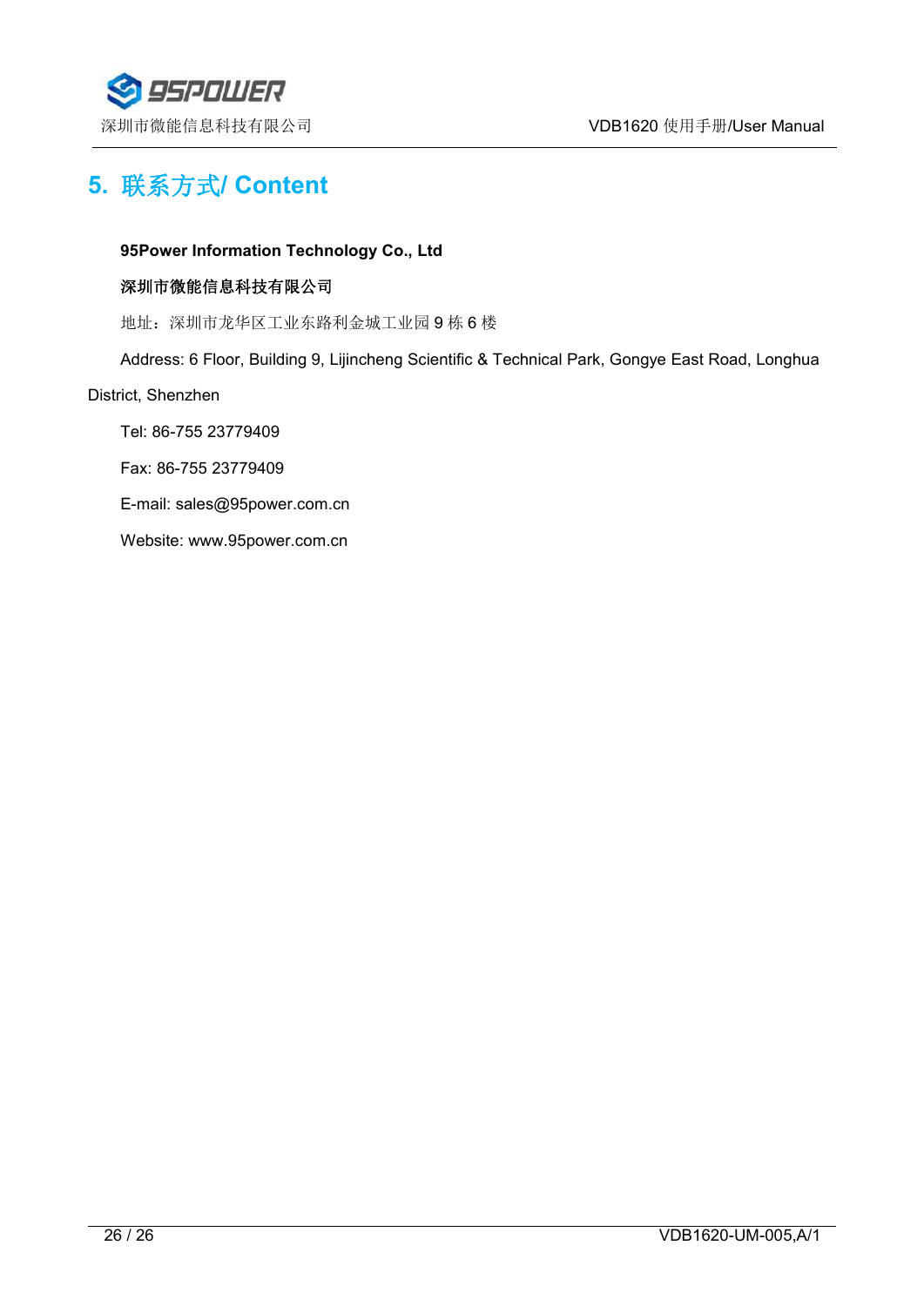## 5. 联系方式/ Content

**95Power Information Technology Co., Ltd**

**深圳市微能信息科技有限公司**

地址：深圳市龙华区工业东路利金城工业园 9 栋 6 楼

Address: 6 Floor, Building 9, Lijincheng Scientific & Technical Park, Gongye East Road, Longhua District, Shenzhen

Tel: 86-755 23779409

Fax: 86-755 23779409

E-mail: sales@95power.com.cn

Website: www.95power.com.cn